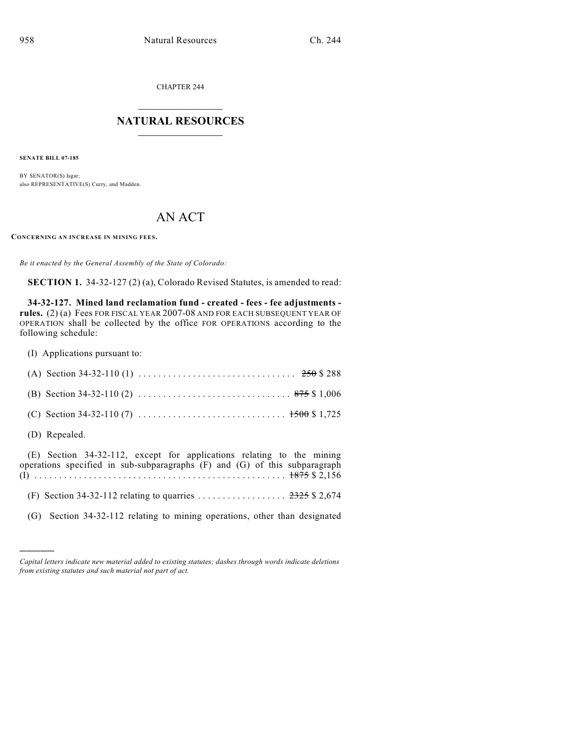CHAPTER 244

## NATURAL RESOURCES

**SENATE BILL 07-185**

BY SENATOR(S) Isgar;
also REPRESENTATIVE(S) Curry, and Madden.

# AN ACT

**CONCERNING AN INCREASE IN MINING FEES.**

*Be it enacted by the General Assembly of the State of Colorado:*

**SECTION 1.** 34-32-127 (2) (a), Colorado Revised Statutes, is amended to read:

**34-32-127. Mined land reclamation fund - created - fees - fee adjustments - rules.** (2) (a) Fees FOR FISCAL YEAR 2007-08 AND FOR EACH SUBSEQUENT YEAR OF OPERATION shall be collected by the office FOR OPERATIONS according to the following schedule:

(I) Applications pursuant to:

(A) Section 34-32-110 (1) . . . . . . . . . . . . . . . . . . . . . . . . . . . . . . . ~~250~~ $ 288

(B) Section 34-32-110 (2) . . . . . . . . . . . . . . . . . . . . . . . . . . . . . . ~~875~~ $ 1,006

(C) Section 34-32-110 (7) . . . . . . . . . . . . . . . . . . . . . . . . . . . . . ~~1500~~ $ 1,725

(D) Repealed.

(E) Section 34-32-112, except for applications relating to the mining operations specified in sub-subparagraphs (F) and (G) of this subparagraph (I) . . . . . . . . . . . . . . . . . . . . . . . . . . . . . . . . . . . . . . . . . . . . . . . . . ~~1875~~ $ 2,156

(F) Section 34-32-112 relating to quarries . . . . . . . . . . . . . . . . . . ~~2325~~ $ 2,674

(G) Section 34-32-112 relating to mining operations, other than designated

*Capital letters indicate new material added to existing statutes; dashes through words indicate deletions from existing statutes and such material not part of act.*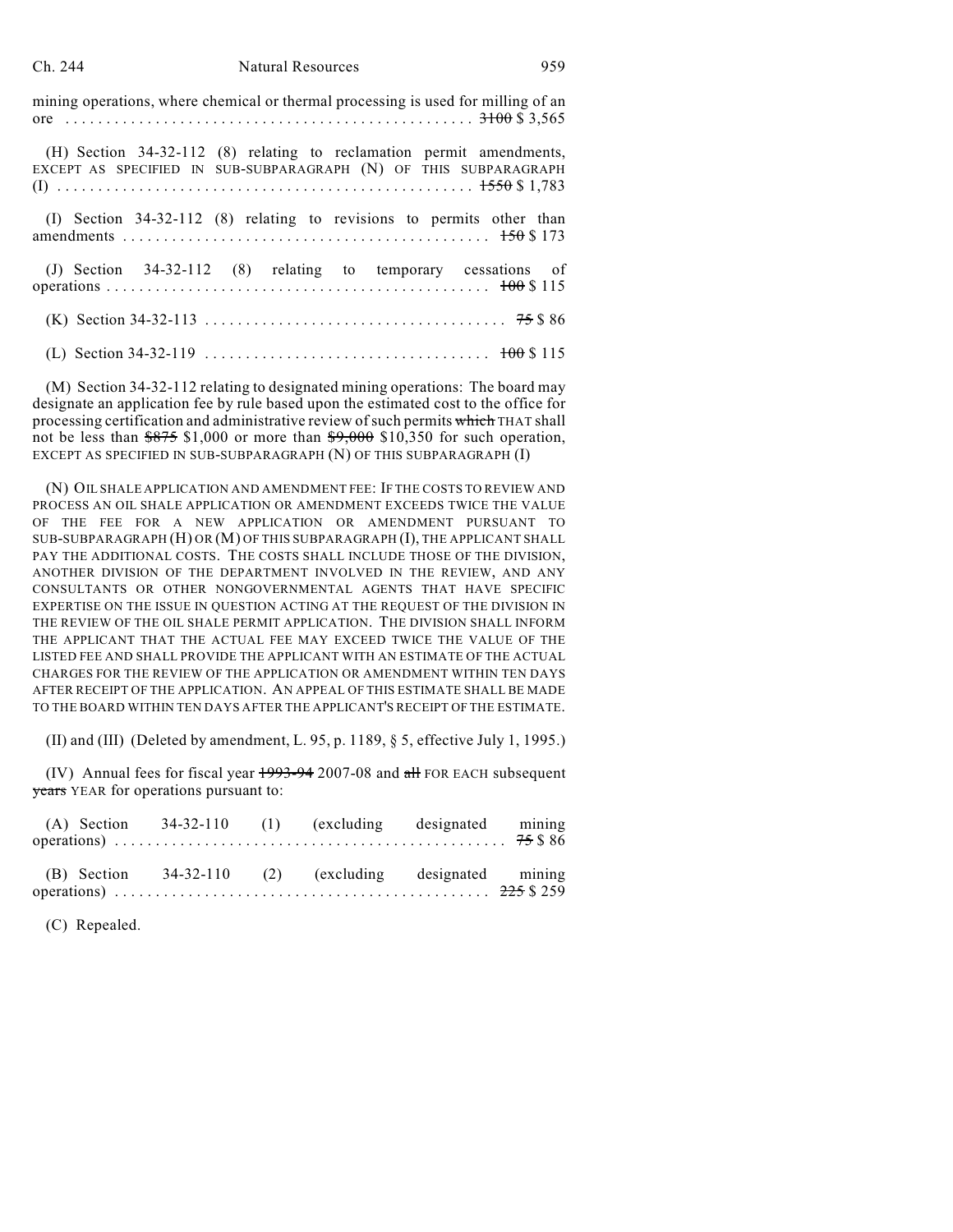mining operations, where chemical or thermal processing is used for milling of an ore . . . . . . . . . . . . . . . . . . . . . . . . . . . . . . . . . . . . . . . . . . . . . . . . . ~~3100~~ $ 3,565

(H) Section 34-32-112 (8) relating to reclamation permit amendments, EXCEPT AS SPECIFIED IN SUB-SUBPARAGRAPH (N) OF THIS SUBPARAGRAPH (I) . . . . . . . . . . . . . . . . . . . . . . . . . . . . . . . . . . . . . . . . . . . . . . . . . ~~1550~~ $ 1,783

(I) Section 34-32-112 (8) relating to revisions to permits other than amendments . . . . . . . . . . . . . . . . . . . . . . . . . . . . . . . . . . . . . . . . . . . ~~150~~ $ 173

(J) Section 34-32-112 (8) relating to temporary cessations of operations . . . . . . . . . . . . . . . . . . . . . . . . . . . . . . . . . . . . . . . . . . . . . ~~100~~ $ 115

(K) Section 34-32-113 . . . . . . . . . . . . . . . . . . . . . . . . . . . . . . . . . . . . ~~75~~ $ 86

(L) Section 34-32-119 . . . . . . . . . . . . . . . . . . . . . . . . . . . . . . . . . . ~~100~~ $ 115

(M) Section 34-32-112 relating to designated mining operations: The board may designate an application fee by rule based upon the estimated cost to the office for processing certification and administrative review of such permits ~~which~~ THAT shall not be less than ~~$875~~ $1,000 or more than ~~$9,000~~ $10,350 for such operation, EXCEPT AS SPECIFIED IN SUB-SUBPARAGRAPH (N) OF THIS SUBPARAGRAPH (I)

(N) OIL SHALE APPLICATION AND AMENDMENT FEE: IF THE COSTS TO REVIEW AND PROCESS AN OIL SHALE APPLICATION OR AMENDMENT EXCEEDS TWICE THE VALUE OF THE FEE FOR A NEW APPLICATION OR AMENDMENT PURSUANT TO SUB-SUBPARAGRAPH (H) OR (M) OF THIS SUBPARAGRAPH (I), THE APPLICANT SHALL PAY THE ADDITIONAL COSTS. THE COSTS SHALL INCLUDE THOSE OF THE DIVISION, ANOTHER DIVISION OF THE DEPARTMENT INVOLVED IN THE REVIEW, AND ANY CONSULTANTS OR OTHER NONGOVERNMENTAL AGENTS THAT HAVE SPECIFIC EXPERTISE ON THE ISSUE IN QUESTION ACTING AT THE REQUEST OF THE DIVISION IN THE REVIEW OF THE OIL SHALE PERMIT APPLICATION. THE DIVISION SHALL INFORM THE APPLICANT THAT THE ACTUAL FEE MAY EXCEED TWICE THE VALUE OF THE LISTED FEE AND SHALL PROVIDE THE APPLICANT WITH AN ESTIMATE OF THE ACTUAL CHARGES FOR THE REVIEW OF THE APPLICATION OR AMENDMENT WITHIN TEN DAYS AFTER RECEIPT OF THE APPLICATION. AN APPEAL OF THIS ESTIMATE SHALL BE MADE TO THE BOARD WITHIN TEN DAYS AFTER THE APPLICANT'S RECEIPT OF THE ESTIMATE.

(II) and (III) (Deleted by amendment, L. 95, p. 1189, § 5, effective July 1, 1995.)

(IV) Annual fees for fiscal year ~~1993-94~~ 2007-08 and ~~all~~ FOR EACH subsequent ~~years~~ YEAR for operations pursuant to:

(A) Section 34-32-110 (1) (excluding designated mining operations) . . . . . . . . . . . . . . . . . . . . . . . . . . . . . . . . . . . . . . . . . . . . . . ~~75~~ $ 86

(B) Section 34-32-110 (2) (excluding designated mining operations) . . . . . . . . . . . . . . . . . . . . . . . . . . . . . . . . . . . . . . . . . . . . ~~225~~ $ 259

(C) Repealed.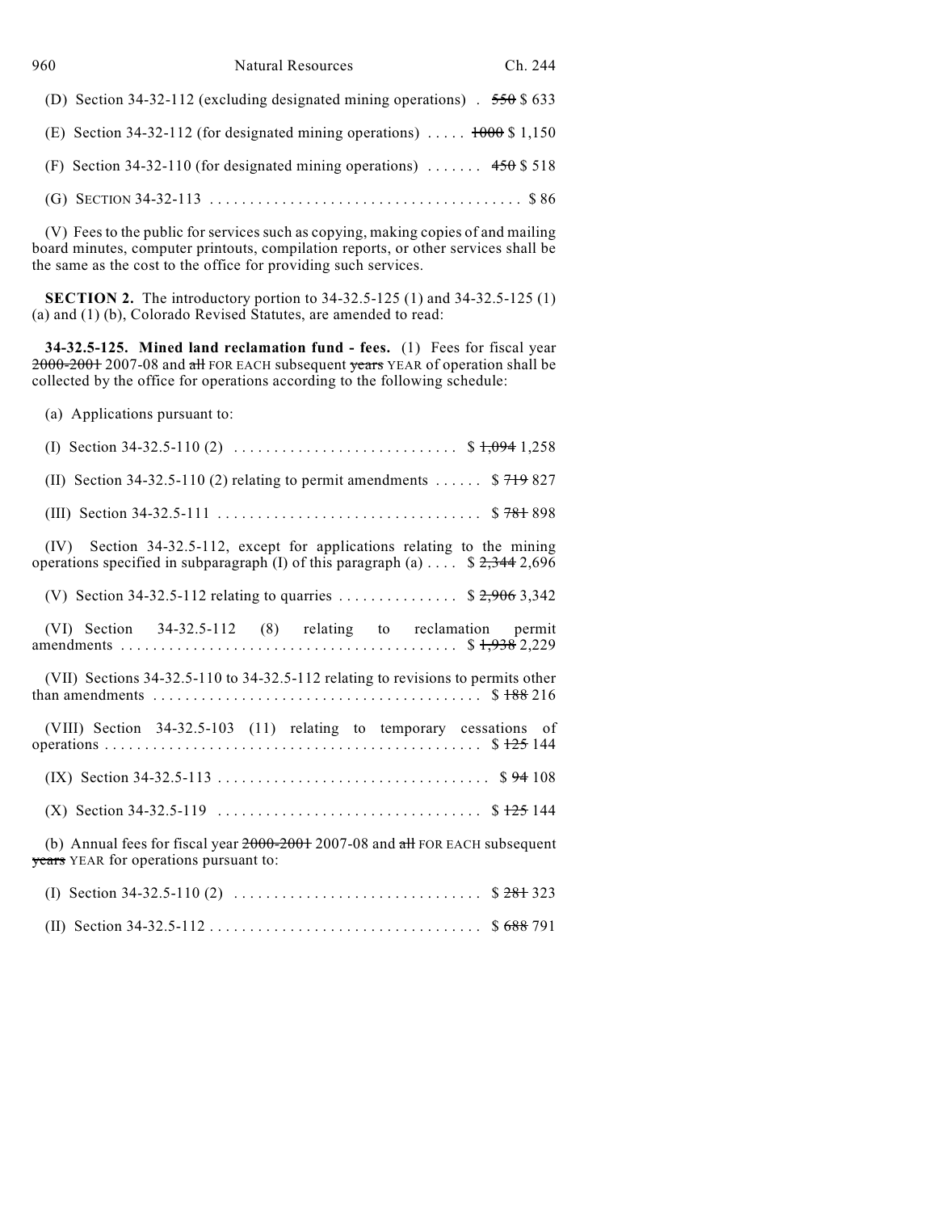(D) Section 34-32-112 (excluding designated mining operations) . ~~550~~ $ 633

(E) Section 34-32-112 (for designated mining operations) ..... ~~1000~~ $ 1,150

(F) Section 34-32-110 (for designated mining operations) ....... ~~450~~ $ 518

(G) SECTION 34-32-113 ........................................ $ 86

(V) Fees to the public for services such as copying, making copies of and mailing board minutes, computer printouts, compilation reports, or other services shall be the same as the cost to the office for providing such services.

**SECTION 2.** The introductory portion to 34-32.5-125 (1) and 34-32.5-125 (1) (a) and (1) (b), Colorado Revised Statutes, are amended to read:

**34-32.5-125. Mined land reclamation fund - fees.** (1) Fees for fiscal year ~~2000-2001~~ 2007-08 and ~~all~~ FOR EACH subsequent ~~years~~ YEAR of operation shall be collected by the office for operations according to the following schedule:

(a) Applications pursuant to:

(I) Section 34-32.5-110 (2) ............................ $ ~~1,094~~ 1,258

(II) Section 34-32.5-110 (2) relating to permit amendments ...... $ ~~719~~ 827

(III) Section 34-32.5-111 ................................. $ ~~781~~ 898

(IV) Section 34-32.5-112, except for applications relating to the mining operations specified in subparagraph (I) of this paragraph (a) .... $ ~~2,344~~ 2,696

(V) Section 34-32.5-112 relating to quarries ............... $ ~~2,906~~ 3,342

(VI) Section 34-32.5-112 (8) relating to reclamation permit amendments ......................................... $ ~~1,938~~ 2,229

(VII) Sections 34-32.5-110 to 34-32.5-112 relating to revisions to permits other than amendments ........................................ $ ~~188~~ 216

(VIII) Section 34-32.5-103 (11) relating to temporary cessations of operations .............................................. $ ~~125~~ 144

(IX) Section 34-32.5-113 .................................. $ ~~94~~ 108

(X) Section 34-32.5-119 ................................. $ ~~125~~ 144

(b) Annual fees for fiscal year ~~2000-2001~~ 2007-08 and ~~all~~ FOR EACH subsequent ~~years~~ YEAR for operations pursuant to:

(I) Section 34-32.5-110 (2) ............................... $ ~~281~~ 323

(II) Section 34-32.5-112 .................................. $ ~~688~~ 791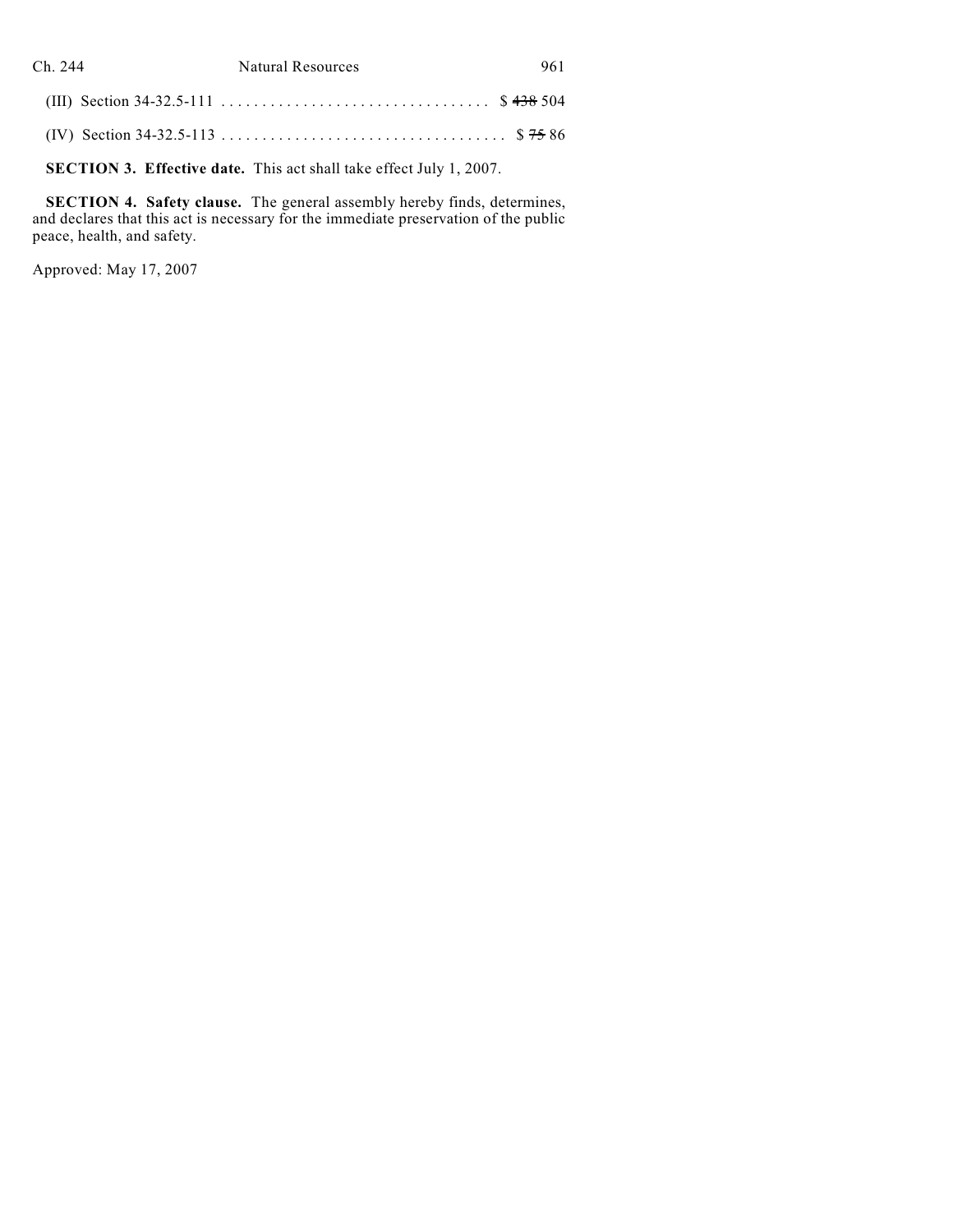(III) Section 34-32.5-111 . . . . . . . . . . . . . . . . . . . . . . . . . . . . . . . . . $ ~~438~~ 504

(IV) Section 34-32.5-113 . . . . . . . . . . . . . . . . . . . . . . . . . . . . . . . . . . . $ ~~75~~ 86

**SECTION 3. Effective date.** This act shall take effect July 1, 2007.

**SECTION 4. Safety clause.** The general assembly hereby finds, determines, and declares that this act is necessary for the immediate preservation of the public peace, health, and safety.

Approved: May 17, 2007